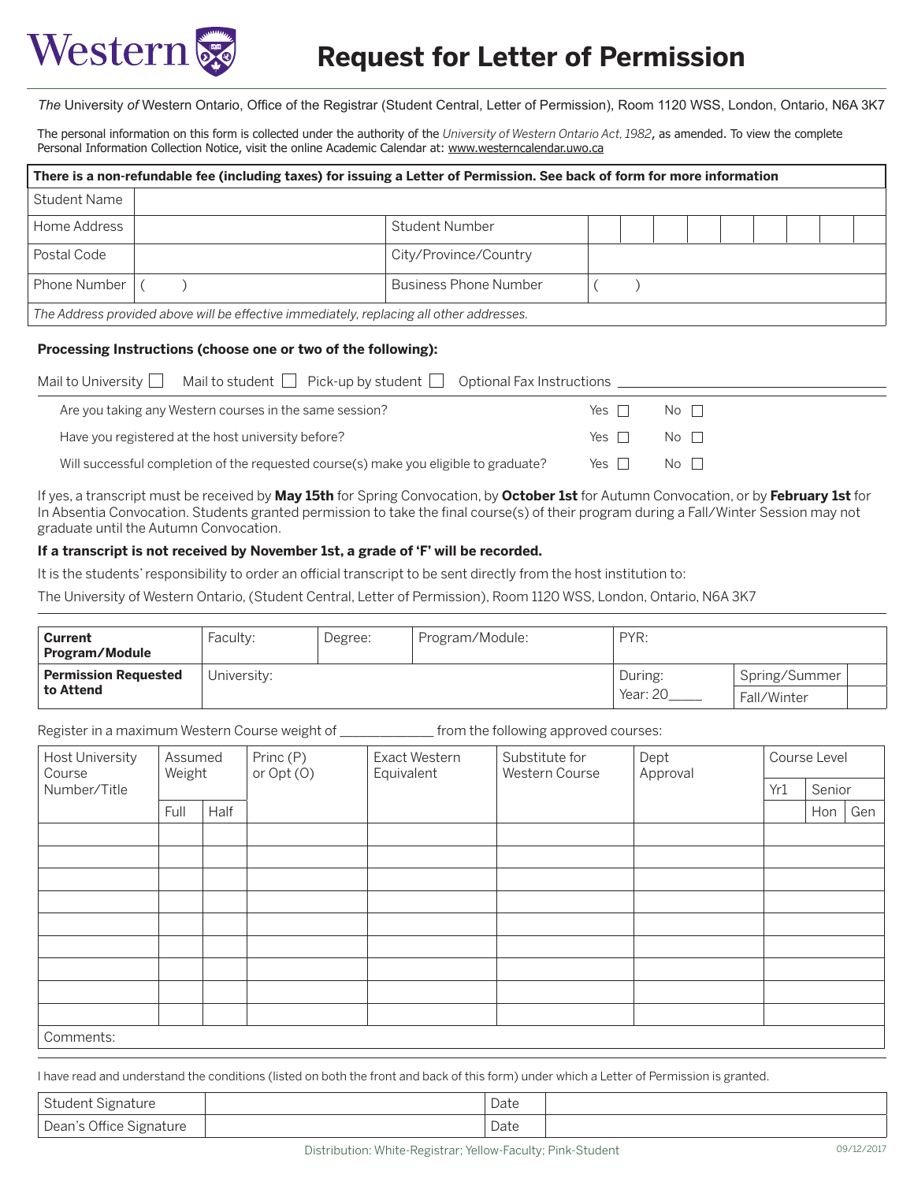# Western

# Request for Letter of Permission

*The* University *of* Western Ontario, Office of the Registrar (Student Central, Letter of Permission), Room 1120 WSS, London, Ontario, N6A 3K7

The personal information on this form is collected under the authority of the *University of Western Ontario Act, 1982*, as amended. To view the complete Personal Information Collection Notice, visit the online Academic Calendar at: www.westerncalendar.uwo.ca

| **There is a non-refundable fee (including taxes) for issuing a Letter of Permission. See back of form for more information** | | | |
|---|---|---|---|
| Student Name | | | |
| Home Address | | Student Number | |
| Postal Code | | City/Province/Country | |
| Phone Number | (    ) | Business Phone Number | (    ) |
| *The Address provided above will be effective immediately, replacing all other addresses.* | | | |

**Processing Instructions (choose one or two of the following):**

Mail to University ☐   Mail to student ☐   Pick-up by student ☐   Optional Fax Instructions ____________________

| | | |
|---|---|---|
| Are you taking any Western courses in the same session? | Yes ☐ | No ☐ |
| Have you registered at the host university before? | Yes ☐ | No ☐ |
| Will successful completion of the requested course(s) make you eligible to graduate? | Yes ☐ | No ☐ |

If yes, a transcript must be received by **May 15th** for Spring Convocation, by **October 1st** for Autumn Convocation, or by **February 1st** for In Absentia Convocation. Students granted permission to take the final course(s) of their program during a Fall/Winter Session may not graduate until the Autumn Convocation.

**If a transcript is not received by November 1st, a grade of 'F' will be recorded.**

It is the students' responsibility to order an official transcript to be sent directly from the host institution to:

The University of Western Ontario, (Student Central, Letter of Permission), Room 1120 WSS, London, Ontario, N6A 3K7

| **Current Program/Module** | Faculty: | Degree: | Program/Module: | PYR: | | |
|---|---|---|---|---|---|---|
| **Permission Requested to Attend** | University: | | | During: | Spring/Summer | |
| | | | | Year: 20____ | Fall/Winter | |

Register in a maximum Western Course weight of ____________ from the following approved courses:

| Host University Course Number/Title | Assumed Weight | | Princ (P) or Opt (O) | Exact Western Equivalent | Substitute for Western Course | Dept Approval | Course Level | | |
|---|---|---|---|---|---|---|---|---|---|
| | | | | | | | Yr1 | Senior | |
| | Full | Half | | | | | | Hon | Gen |
| | | | | | | | | | |
| | | | | | | | | | |
| | | | | | | | | | |
| | | | | | | | | | |
| | | | | | | | | | |
| | | | | | | | | | |
| | | | | | | | | | |
| | | | | | | | | | |
| | | | | | | | | | |
| Comments: | | | | | | | | | |

I have read and understand the conditions (listed on both the front and back of this form) under which a Letter of Permission is granted.

| | | | |
|---|---|---|---|
| Student Signature | | Date | |
| Dean's Office Signature | | Date | |

Distribution: White-Registrar; Yellow-Faculty; Pink-Student

09/12/2017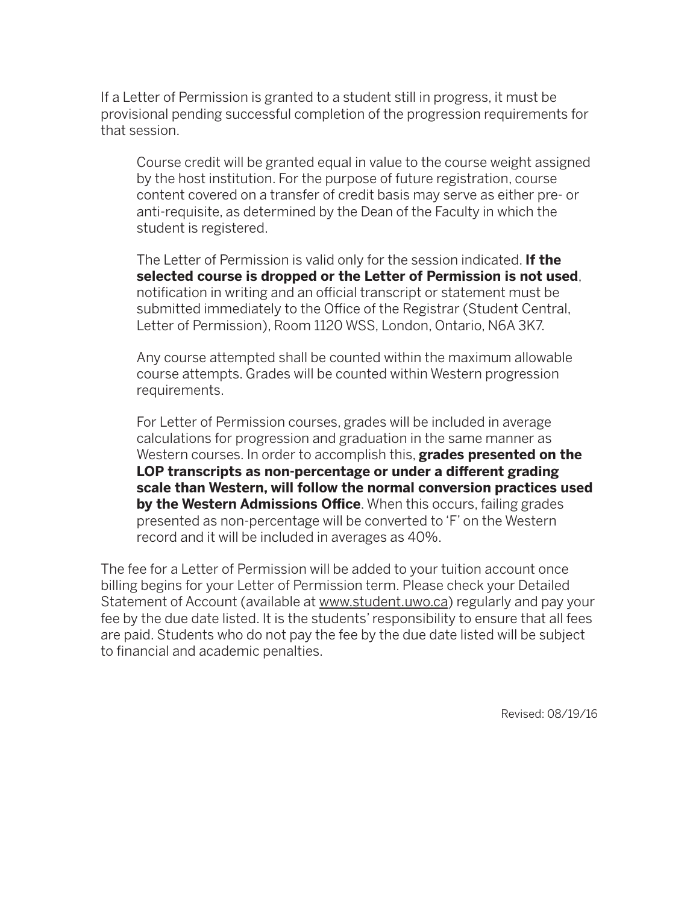If a Letter of Permission is granted to a student still in progress, it must be provisional pending successful completion of the progression requirements for that session.

> Course credit will be granted equal in value to the course weight assigned by the host institution. For the purpose of future registration, course content covered on a transfer of credit basis may serve as either pre- or anti-requisite, as determined by the Dean of the Faculty in which the student is registered.
>
> The Letter of Permission is valid only for the session indicated. **If the selected course is dropped or the Letter of Permission is not used**, notification in writing and an official transcript or statement must be submitted immediately to the Office of the Registrar (Student Central, Letter of Permission), Room 1120 WSS, London, Ontario, N6A 3K7.
>
> Any course attempted shall be counted within the maximum allowable course attempts. Grades will be counted within Western progression requirements.
>
> For Letter of Permission courses, grades will be included in average calculations for progression and graduation in the same manner as Western courses. In order to accomplish this, **grades presented on the LOP transcripts as non-percentage or under a different grading scale than Western, will follow the normal conversion practices used by the Western Admissions Office**. When this occurs, failing grades presented as non-percentage will be converted to 'F' on the Western record and it will be included in averages as 40%.

The fee for a Letter of Permission will be added to your tuition account once billing begins for your Letter of Permission term. Please check your Detailed Statement of Account (available at www.student.uwo.ca) regularly and pay your fee by the due date listed. It is the students' responsibility to ensure that all fees are paid. Students who do not pay the fee by the due date listed will be subject to financial and academic penalties.

Revised: 08/19/16